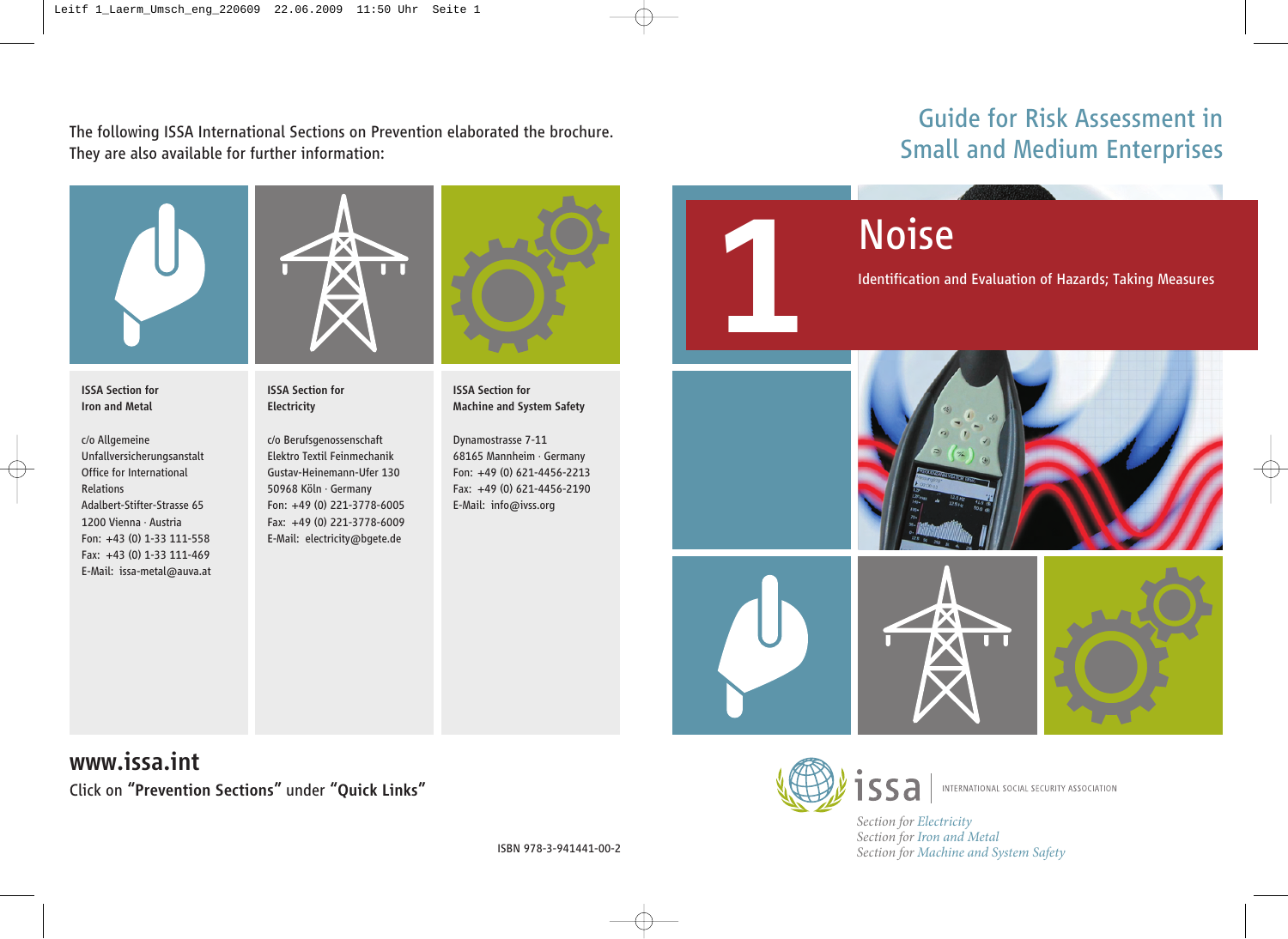The following ISSA International Sections on Prevention elaborated the brochure. They are also available for further information:

**ISSA Section for Iron and Metal**

c/o Allgemeine Unfallversicherungsanstalt
Office for International Relations
Adalbert-Stifter-Strasse 65
1200 Vienna · Austria
Fon: +43 (0) 1-33 111-558
Fax: +43 (0) 1-33 111-469
E-Mail: issa-metal@auva.at

**ISSA Section for Electricity**

c/o Berufsgenossenschaft Elektro Textil Feinmechanik
Gustav-Heinemann-Ufer 130
50968 Köln · Germany
Fon: +49 (0) 221-3778-6005
Fax: +49 (0) 221-3778-6009
E-Mail: electricity@bgete.de

**ISSA Section for Machine and System Safety**

Dynamostrasse 7-11
68165 Mannheim · Germany
Fon: +49 (0) 621-4456-2213
Fax: +49 (0) 621-4456-2190
E-Mail: info@ivss.org

**www.issa.int**

Click on **"Prevention Sections"** under **"Quick Links"**

ISBN 978-3-941441-00-2

# Guide for Risk Assessment in Small and Medium Enterprises

# 1 Noise

## Identification and Evaluation of Hazards; Taking Measures

issa — INTERNATIONAL SOCIAL SECURITY ASSOCIATION

*Section for Electricity*
*Section for Iron and Metal*
*Section for Machine and System Safety*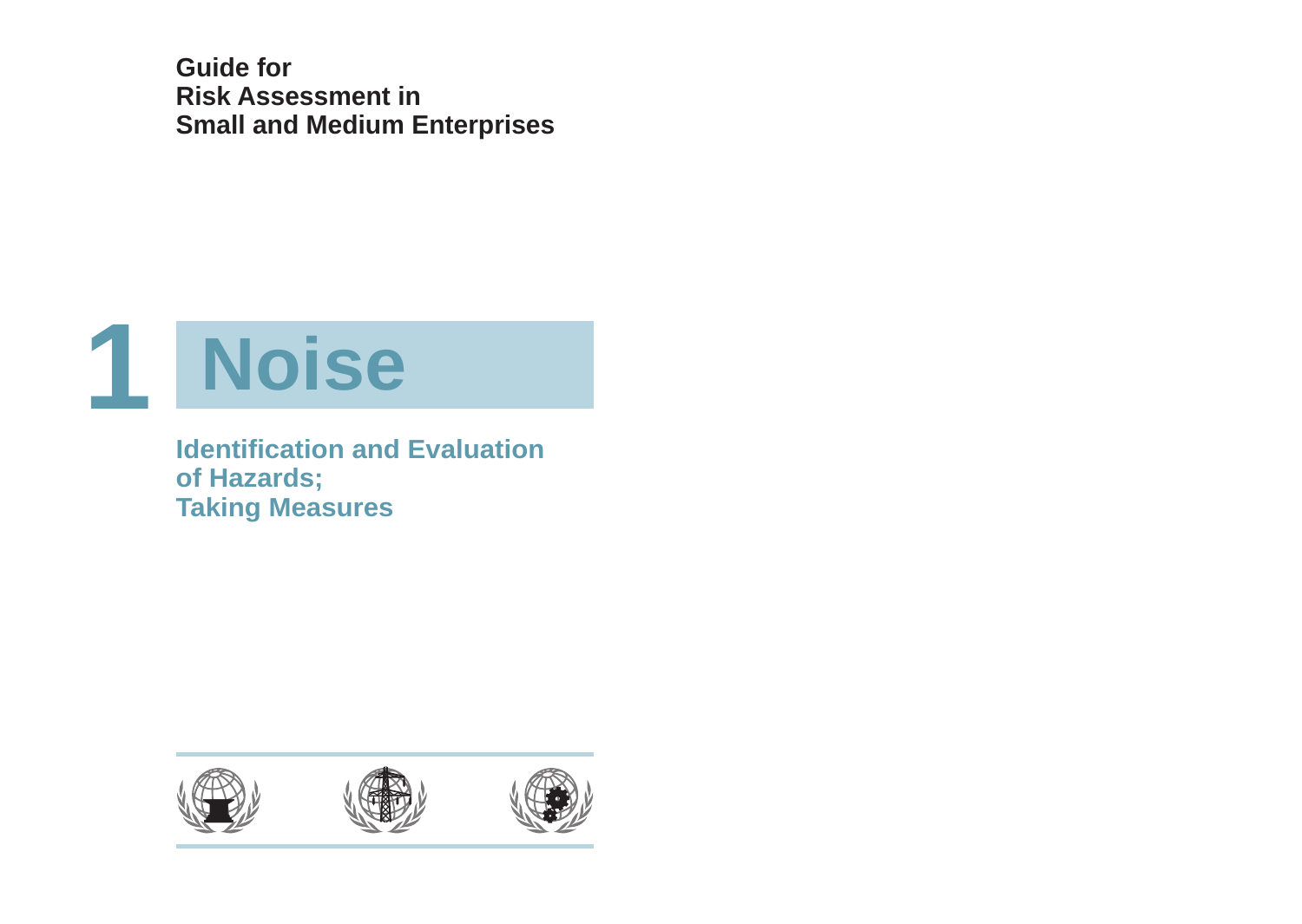**Guide for**
**Risk Assessment in**
**Small and Medium Enterprises**

# 1 Noise

**Identification and Evaluation of Hazards;**
**Taking Measures**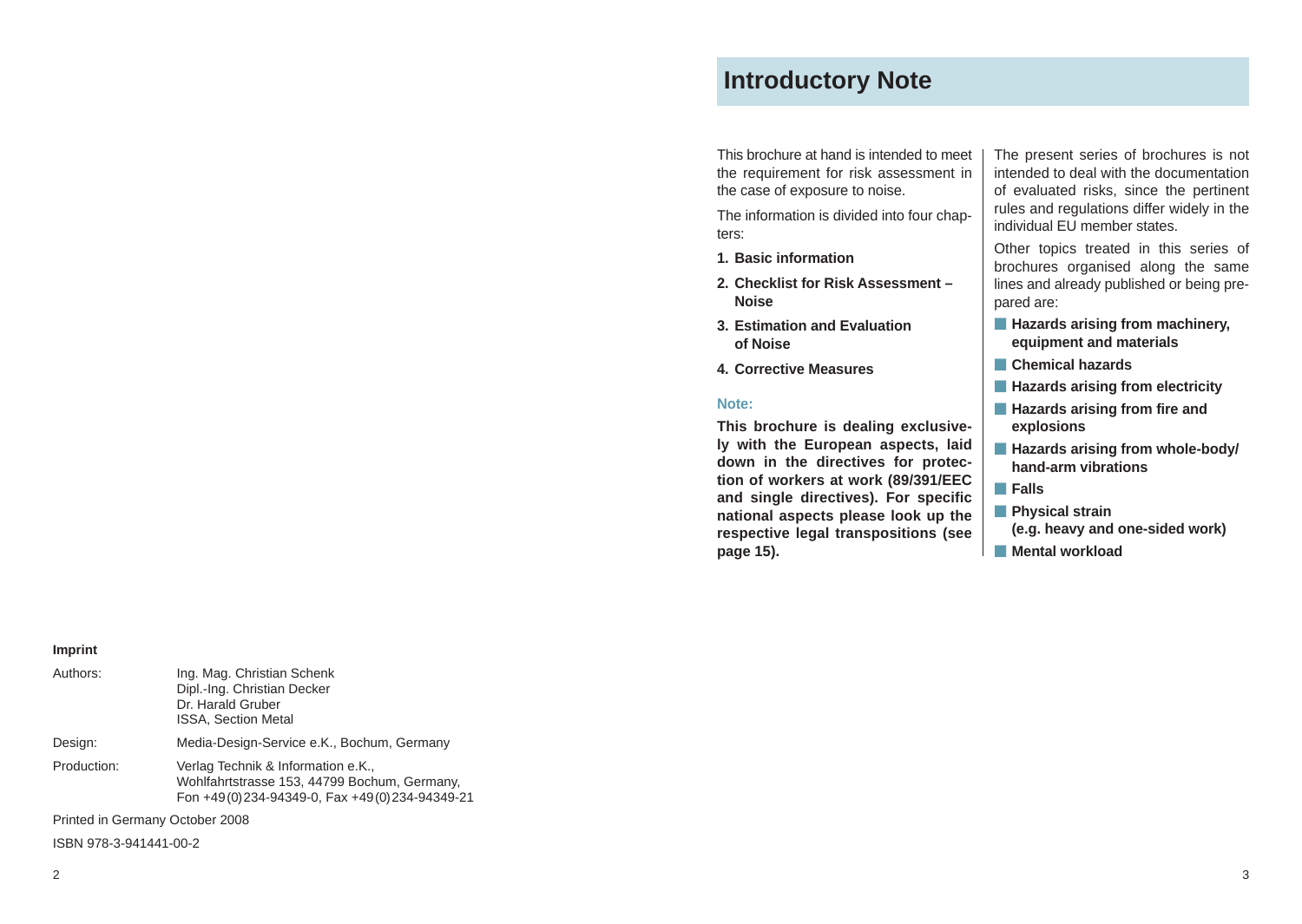**Imprint**

Authors: Ing. Mag. Christian Schenk
Dipl.-Ing. Christian Decker
Dr. Harald Gruber
ISSA, Section Metal

Design: Media-Design-Service e.K., Bochum, Germany

Production: Verlag Technik & Information e.K.,
Wohlfahrtstrasse 153, 44799 Bochum, Germany,
Fon +49(0)234-94349-0, Fax +49(0)234-94349-21

Printed in Germany October 2008

ISBN 978-3-941441-00-2

# Introductory Note

This brochure at hand is intended to meet the requirement for risk assessment in the case of exposure to noise.

The information is divided into four chapters:

1. **Basic information**
2. **Checklist for Risk Assessment – Noise**
3. **Estimation and Evaluation of Noise**
4. **Corrective Measures**

**Note:**

**This brochure is dealing exclusively with the European aspects, laid down in the directives for protection of workers at work (89/391/EEC and single directives). For specific national aspects please look up the respective legal transpositions (see page 15).**

The present series of brochures is not intended to deal with the documentation of evaluated risks, since the pertinent rules and regulations differ widely in the individual EU member states.

Other topics treated in this series of brochures organised along the same lines and already published or being prepared are:

- **Hazards arising from machinery, equipment and materials**
- **Chemical hazards**
- **Hazards arising from electricity**
- **Hazards arising from fire and explosions**
- **Hazards arising from whole-body/hand-arm vibrations**
- **Falls**
- **Physical strain (e.g. heavy and one-sided work)**
- **Mental workload**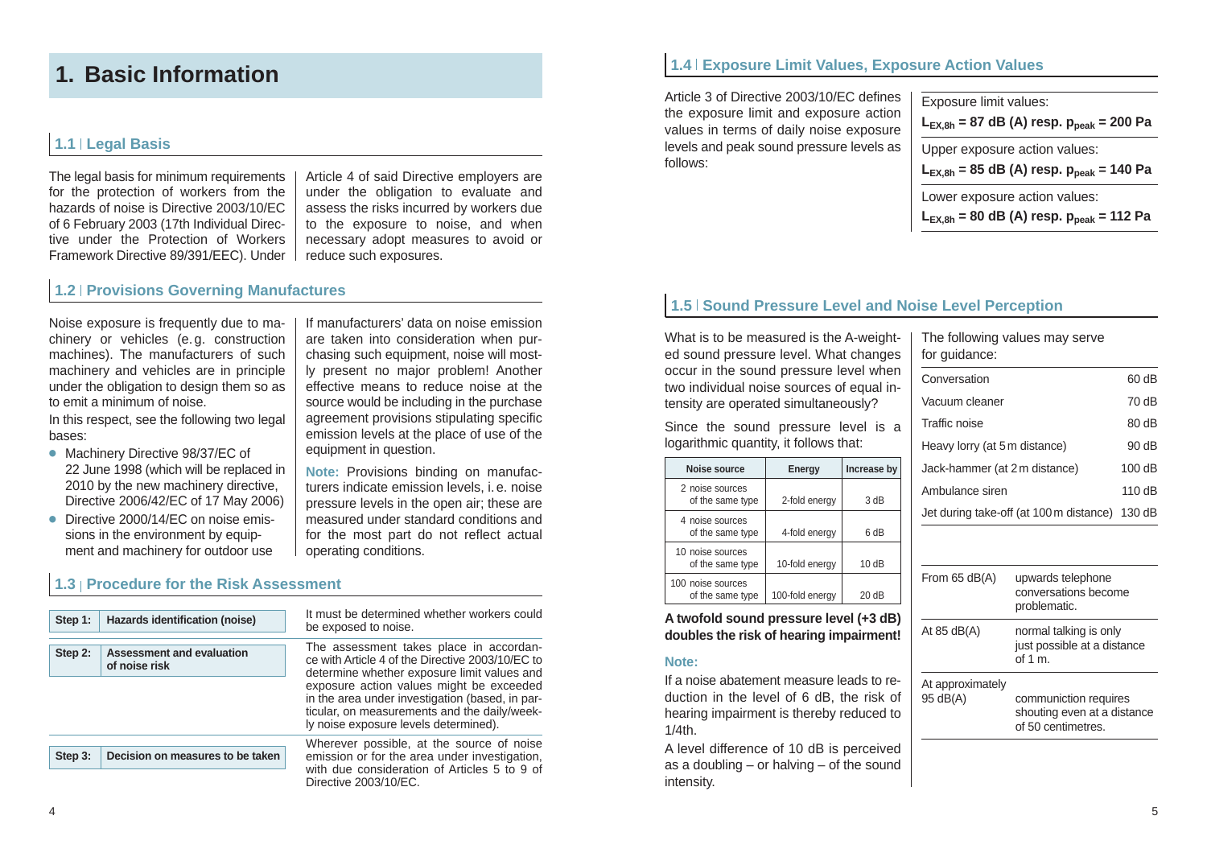# 1. Basic Information

## 1.1 | Legal Basis

The legal basis for minimum requirements for the protection of workers from the hazards of noise is Directive 2003/10/EC of 6 February 2003 (17th Individual Directive under the Protection of Workers Framework Directive 89/391/EEC). Under Article 4 of said Directive employers are under the obligation to evaluate and assess the risks incurred by workers due to the exposure to noise, and when necessary adopt measures to avoid or reduce such exposures.

## 1.2 | Provisions Governing Manufactures

Noise exposure is frequently due to machinery or vehicles (e.g. construction machines). The manufacturers of such machinery and vehicles are in principle under the obligation to design them so as to emit a minimum of noise.

In this respect, see the following two legal bases:

- Machinery Directive 98/37/EC of 22 June 1998 (which will be replaced in 2010 by the new machinery directive, Directive 2006/42/EC of 17 May 2006)
- Directive 2000/14/EC on noise emissions in the environment by equipment and machinery for outdoor use

If manufacturers' data on noise emission are taken into consideration when purchasing such equipment, noise will mostly present no major problem! Another effective means to reduce noise at the source would be including in the purchase agreement provisions stipulating specific emission levels at the place of use of the equipment in question.

**Note:** Provisions binding on manufacturers indicate emission levels, i.e. noise pressure levels in the open air; these are measured under standard conditions and for the most part do not reflect actual operating conditions.

## 1.3 | Procedure for the Risk Assessment

| Step | | Description |
|---|---|---|
| Step 1: | Hazards identification (noise) | It must be determined whether workers could be exposed to noise. |
| Step 2: | Assessment and evaluation of noise risk | The assessment takes place in accordance with Article 4 of the Directive 2003/10/EC to determine whether exposure limit values and exposure action values might be exceeded in the area under investigation (based, in particular, on measurements and the daily/weekly noise exposure levels determined). |
| Step 3: | Decision on measures to be taken | Wherever possible, at the source of noise emission or for the area under investigation, with due consideration of Articles 5 to 9 of Directive 2003/10/EC. |

## 1.4 | Exposure Limit Values, Exposure Action Values

Article 3 of Directive 2003/10/EC defines the exposure limit and exposure action values in terms of daily noise exposure levels and peak sound pressure levels as follows:

Exposure limit values:
**$L_{EX,8h}$ = 87 dB (A) resp. $p_{peak}$ = 200 Pa**

Upper exposure action values:
**$L_{EX,8h}$ = 85 dB (A) resp. $p_{peak}$ = 140 Pa**

Lower exposure action values:
**$L_{EX,8h}$ = 80 dB (A) resp. $p_{peak}$ = 112 Pa**

## 1.5 | Sound Pressure Level and Noise Level Perception

What is to be measured is the A-weighted sound pressure level. What changes occur in the sound pressure level when two individual noise sources of equal intensity are operated simultaneously?

Since the sound pressure level is a logarithmic quantity, it follows that:

| Noise source | Energy | Increase by |
|---|---|---|
| 2 noise sources of the same type | 2-fold energy | 3 dB |
| 4 noise sources of the same type | 4-fold energy | 6 dB |
| 10 noise sources of the same type | 10-fold energy | 10 dB |
| 100 noise sources of the same type | 100-fold energy | 20 dB |

**A twofold sound pressure level (+3 dB) doubles the risk of hearing impairment!**

**Note:**

If a noise abatement measure leads to reduction in the level of 6 dB, the risk of hearing impairment is thereby reduced to 1/4th.

A level difference of 10 dB is perceived as a doubling – or halving – of the sound intensity.

The following values may serve for guidance:

| Source | Level |
|---|---|
| Conversation | 60 dB |
| Vacuum cleaner | 70 dB |
| Traffic noise | 80 dB |
| Heavy lorry (at 5 m distance) | 90 dB |
| Jack-hammer (at 2 m distance) | 100 dB |
| Ambulance siren | 110 dB |
| Jet during take-off (at 100 m distance) | 130 dB |

| Level | Effect |
|---|---|
| From 65 dB(A) | upwards telephone conversations become problematic. |
| At 85 dB(A) | normal talking is only just possible at a distance of 1 m. |
| At approximately 95 dB(A) | communiction requires shouting even at a distance of 50 centimetres. |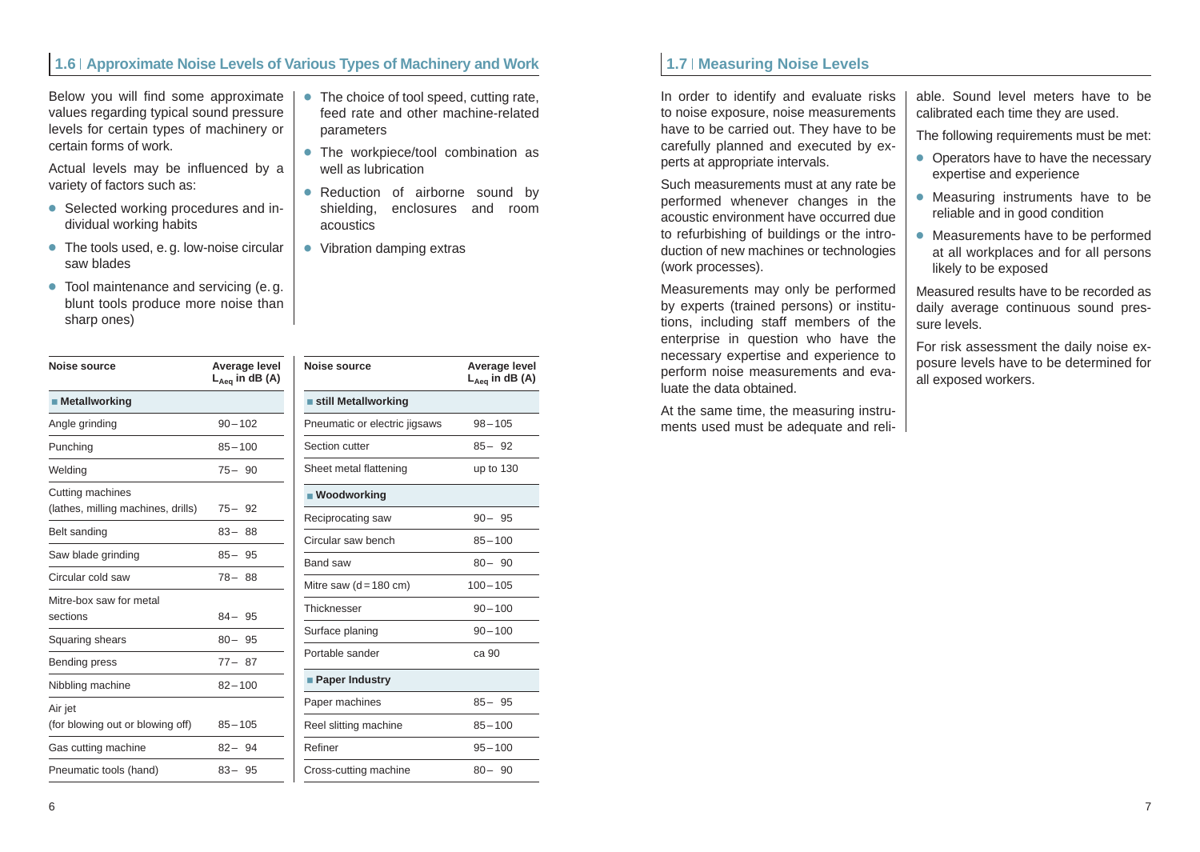## 1.6 | Approximate Noise Levels of Various Types of Machinery and Work

Below you will find some approximate values regarding typical sound pressure levels for certain types of machinery or certain forms of work.

Actual levels may be influenced by a variety of factors such as:

- Selected working procedures and individual working habits
- The tools used, e. g. low-noise circular saw blades
- Tool maintenance and servicing (e. g. blunt tools produce more noise than sharp ones)
- The choice of tool speed, cutting rate, feed rate and other machine-related parameters
- The workpiece/tool combination as well as lubrication
- Reduction of airborne sound by shielding, enclosures and room acoustics
- Vibration damping extras

| Noise source | Average level $L_{Aeq}$ in dB (A) |
|---|---|
| **Metallworking** | |
| Angle grinding | 90 – 102 |
| Punching | 85 – 100 |
| Welding | 75 – 90 |
| Cutting machines (lathes, milling machines, drills) | 75 – 92 |
| Belt sanding | 83 – 88 |
| Saw blade grinding | 85 – 95 |
| Circular cold saw | 78 – 88 |
| Mitre-box saw for metal sections | 84 – 95 |
| Squaring shears | 80 – 95 |
| Bending press | 77 – 87 |
| Nibbling machine | 82 – 100 |
| Air jet (for blowing out or blowing off) | 85 – 105 |
| Gas cutting machine | 82 – 94 |
| Pneumatic tools (hand) | 83 – 95 |
| **still Metallworking** | |
| Pneumatic or electric jigsaws | 98 – 105 |
| Section cutter | 85 – 92 |
| Sheet metal flattening | up to 130 |
| **Woodworking** | |
| Reciprocating saw | 90 – 95 |
| Circular saw bench | 85 – 100 |
| Band saw | 80 – 90 |
| Mitre saw (d = 180 cm) | 100 – 105 |
| Thicknesser | 90 – 100 |
| Surface planing | 90 – 100 |
| Portable sander | ca 90 |
| **Paper Industry** | |
| Paper machines | 85 – 95 |
| Reel slitting machine | 85 – 100 |
| Refiner | 95 – 100 |
| Cross-cutting machine | 80 – 90 |

## 1.7 | Measuring Noise Levels

In order to identify and evaluate risks to noise exposure, noise measurements have to be carried out. They have to be carefully planned and executed by experts at appropriate intervals.

Such measurements must at any rate be performed whenever changes in the acoustic environment have occurred due to refurbishing of buildings or the introduction of new machines or technologies (work processes).

Measurements may only be performed by experts (trained persons) or institutions, including staff members of the enterprise in question who have the necessary expertise and experience to perform noise measurements and evaluate the data obtained.

At the same time, the measuring instruments used must be adequate and reliable. Sound level meters have to be calibrated each time they are used.

The following requirements must be met:

- Operators have to have the necessary expertise and experience
- Measuring instruments have to be reliable and in good condition
- Measurements have to be performed at all workplaces and for all persons likely to be exposed

Measured results have to be recorded as daily average continuous sound pressure levels.

For risk assessment the daily noise exposure levels have to be determined for all exposed workers.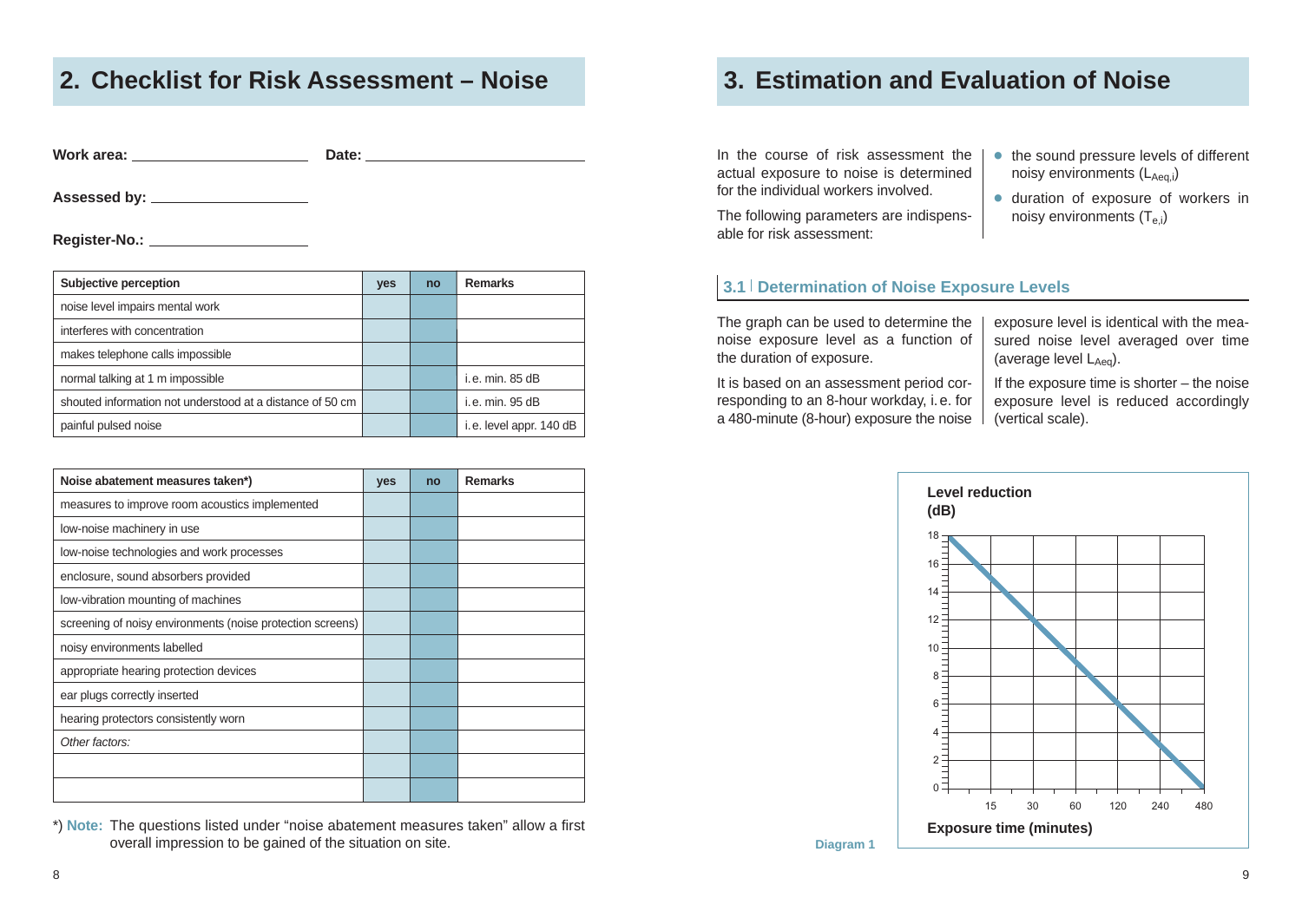## 2. Checklist for Risk Assessment – Noise

**Work area:** ____________________ **Date:** ________________________

**Assessed by:** ____________________

**Register-No.:** ____________________

| Subjective perception | yes | no | Remarks |
|---|---|---|---|
| noise level impairs mental work | | | |
| interferes with concentration | | | |
| makes telephone calls impossible | | | |
| normal talking at 1 m impossible | | | i.e. min. 85 dB |
| shouted information not understood at a distance of 50 cm | | | i.e. min. 95 dB |
| painful pulsed noise | | | i.e. level appr. 140 dB |

| Noise abatement measures taken*) | yes | no | Remarks |
|---|---|---|---|
| measures to improve room acoustics implemented | | | |
| low-noise machinery in use | | | |
| low-noise technologies and work processes | | | |
| enclosure, sound absorbers provided | | | |
| low-vibration mounting of machines | | | |
| screening of noisy environments (noise protection screens) | | | |
| noisy environments labelled | | | |
| appropriate hearing protection devices | | | |
| ear plugs correctly inserted | | | |
| hearing protectors consistently worn | | | |
| *Other factors:* | | | |
| | | | |
| | | | |

*) **Note:** The questions listed under "noise abatement measures taken" allow a first overall impression to be gained of the situation on site.

## 3. Estimation and Evaluation of Noise

In the course of risk assessment the actual exposure to noise is determined for the individual workers involved.

The following parameters are indispensable for risk assessment:

- the sound pressure levels of different noisy environments ($L_{Aeq,i}$)
- duration of exposure of workers in noisy environments ($T_{e,i}$)

### 3.1 Determination of Noise Exposure Levels

The graph can be used to determine the noise exposure level as a function of the duration of exposure.

It is based on an assessment period corresponding to an 8-hour workday, i.e. for a 480-minute (8-hour) exposure the noise exposure level is identical with the measured noise level averaged over time (average level $L_{Aeq}$).

If the exposure time is shorter – the noise exposure level is reduced accordingly (vertical scale).

**Level reduction (dB)**

**Exposure time (minutes)**

Diagram 1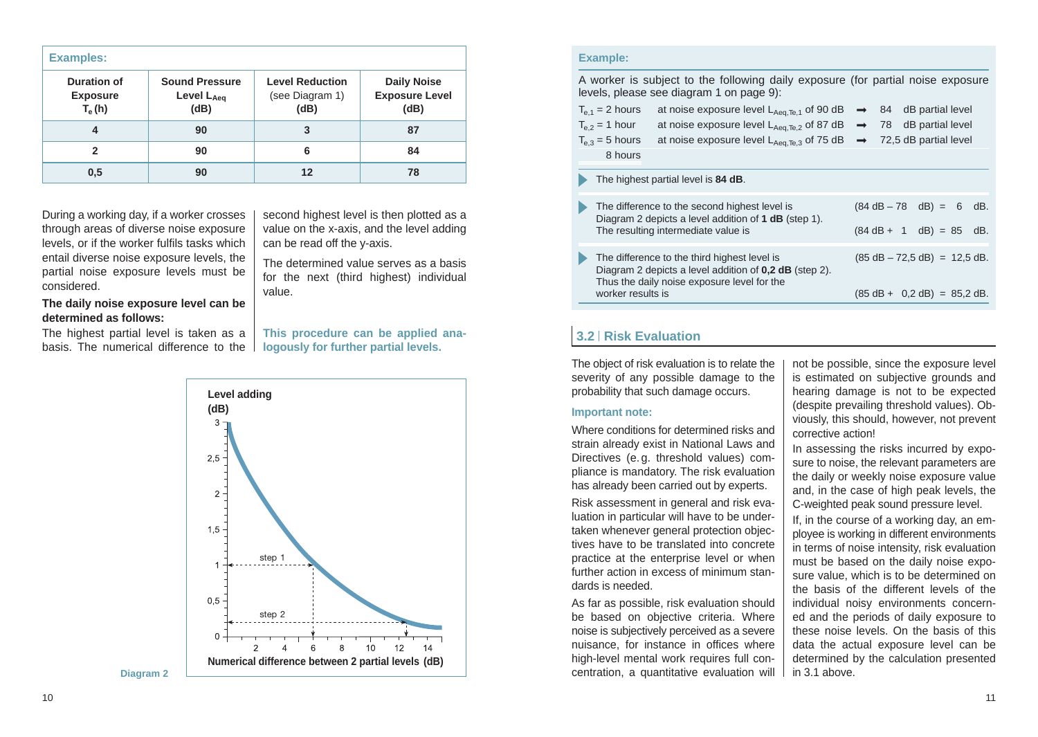**Examples:**

| Duration of Exposure $T_e$ (h) | Sound Pressure Level $L_{Aeq}$ (dB) | Level Reduction (see Diagram 1) (dB) | Daily Noise Exposure Level (dB) |
|---|---|---|---|
| 4 | 90 | 3 | 87 |
| 2 | 90 | 6 | 84 |
| 0,5 | 90 | 12 | 78 |

During a working day, if a worker crosses through areas of diverse noise exposure levels, or if the worker fulfils tasks which entail diverse noise exposure levels, the partial noise exposure levels must be considered.

**The daily noise exposure level can be determined as follows:**

The highest partial level is taken as a basis. The numerical difference to the second highest level is then plotted as a value on the x-axis, and the level adding can be read off the y-axis.

The determined value serves as a basis for the next (third highest) individual value.

**This procedure can be applied analogously for further partial levels.**

Level adding (dB) vs. Numerical difference between 2 partial levels (dB) — step 1, step 2

Diagram 2

**Example:**

A worker is subject to the following daily exposure (for partial noise exposure levels, please see diagram 1 on page 9):

$T_{e,1}$ = 2 hours at noise exposure level $L_{Aeq,Te,1}$ of 90 dB → 84 dB partial level
$T_{e,2}$ = 1 hour at noise exposure level $L_{Aeq,Te,2}$ of 87 dB → 78 dB partial level
$T_{e,3}$ = 5 hours at noise exposure level $L_{Aeq,Te,3}$ of 75 dB → 72,5 dB partial level
8 hours

- The highest partial level is **84 dB**.
- The difference to the second highest level is (84 dB – 78 dB) = 6 dB. Diagram 2 depicts a level addition of **1 dB** (step 1). The resulting intermediate value is (84 dB + 1 dB) = 85 dB.
- The difference to the third highest level is (85 dB – 72,5 dB) = 12,5 dB. Diagram 2 depicts a level addition of **0,2 dB** (step 2). Thus the daily noise exposure level for the worker results is (85 dB + 0,2 dB) = 85,2 dB.

## 3.2 | Risk Evaluation

The object of risk evaluation is to relate the severity of any possible damage to the probability that such damage occurs.

**Important note:**

Where conditions for determined risks and strain already exist in National Laws and Directives (e.g. threshold values) compliance is mandatory. The risk evaluation has already been carried out by experts.

Risk assessment in general and risk evaluation in particular will have to be undertaken whenever general protection objectives have to be translated into concrete practice at the enterprise level or when further action in excess of minimum standards is needed.

As far as possible, risk evaluation should be based on objective criteria. Where noise is subjectively perceived as a severe nuisance, for instance in offices where high-level mental work requires full concentration, a quantitative evaluation will not be possible, since the exposure level is estimated on subjective grounds and hearing damage is not to be expected (despite prevailing threshold values). Obviously, this should, however, not prevent corrective action!

In assessing the risks incurred by exposure to noise, the relevant parameters are the daily or weekly noise exposure value and, in the case of high peak levels, the C-weighted peak sound pressure level.

If, in the course of a working day, an employee is working in different environments in terms of noise intensity, risk evaluation must be based on the daily noise exposure value, which is to be determined on the basis of the different levels of the individual noisy environments concerned and the periods of daily exposure to these noise levels. On the basis of this data the actual exposure level can be determined by the calculation presented in 3.1 above.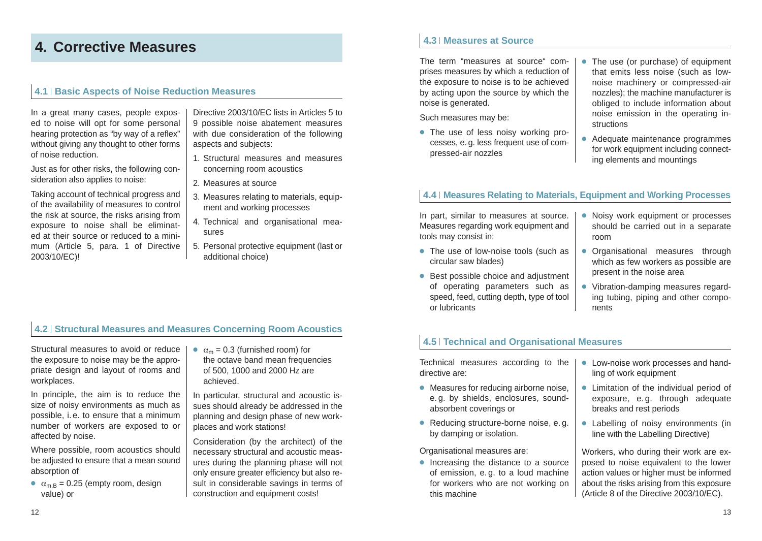# 4. Corrective Measures

## 4.1 | Basic Aspects of Noise Reduction Measures

In a great many cases, people exposed to noise will opt for some personal hearing protection as "by way of a reflex" without giving any thought to other forms of noise reduction.

Just as for other risks, the following consideration also applies to noise:

Taking account of technical progress and of the availability of measures to control the risk at source, the risks arising from exposure to noise shall be eliminated at their source or reduced to a minimum (Article 5, para. 1 of Directive 2003/10/EC)!

Directive 2003/10/EC lists in Articles 5 to 9 possible noise abatement measures with due consideration of the following aspects and subjects:

1. Structural measures and measures concerning room acoustics
2. Measures at source
3. Measures relating to materials, equipment and working processes
4. Technical and organisational measures
5. Personal protective equipment (last or additional choice)

## 4.2 | Structural Measures and Measures Concerning Room Acoustics

Structural measures to avoid or reduce the exposure to noise may be the appropriate design and layout of rooms and workplaces.

In principle, the aim is to reduce the size of noisy environments as much as possible, i.e. to ensure that a minimum number of workers are exposed to or affected by noise.

Where possible, room acoustics should be adjusted to ensure that a mean sound absorption of

- $\alpha_{m,B} = 0.25$ (empty room, design value) or
- $\alpha_m = 0.3$ (furnished room) for the octave band mean frequencies of 500, 1000 and 2000 Hz are achieved.

In particular, structural and acoustic issues should already be addressed in the planning and design phase of new workplaces and work stations!

Consideration (by the architect) of the necessary structural and acoustic measures during the planning phase will not only ensure greater efficiency but also result in considerable savings in terms of construction and equipment costs!

## 4.3 | Measures at Source

The term "measures at source" comprises measures by which a reduction of the exposure to noise is to be achieved by acting upon the source by which the noise is generated.

Such measures may be:

- The use of less noisy working processes, e.g. less frequent use of compressed-air nozzles
- The use (or purchase) of equipment that emits less noise (such as low-noise machinery or compressed-air nozzles); the machine manufacturer is obliged to include information about noise emission in the operating instructions
- Adequate maintenance programmes for work equipment including connecting elements and mountings

## 4.4 | Measures Relating to Materials, Equipment and Working Processes

In part, similar to measures at source. Measures regarding work equipment and tools may consist in:

- The use of low-noise tools (such as circular saw blades)
- Best possible choice and adjustment of operating parameters such as speed, feed, cutting depth, type of tool or lubricants
- Noisy work equipment or processes should be carried out in a separate room
- Organisational measures through which as few workers as possible are present in the noise area
- Vibration-damping measures regarding tubing, piping and other components

## 4.5 | Technical and Organisational Measures

Technical measures according to the directive are:

- Measures for reducing airborne noise, e.g. by shields, enclosures, sound-absorbent coverings or
- Reducing structure-borne noise, e.g. by damping or isolation.

Organisational measures are:

- Increasing the distance to a source of emission, e.g. to a loud machine for workers who are not working on this machine
- Low-noise work processes and handling of work equipment
- Limitation of the individual period of exposure, e.g. through adequate breaks and rest periods
- Labelling of noisy environments (in line with the Labelling Directive)

Workers, who during their work are exposed to noise equivalent to the lower action values or higher must be informed about the risks arising from this exposure (Article 8 of the Directive 2003/10/EC).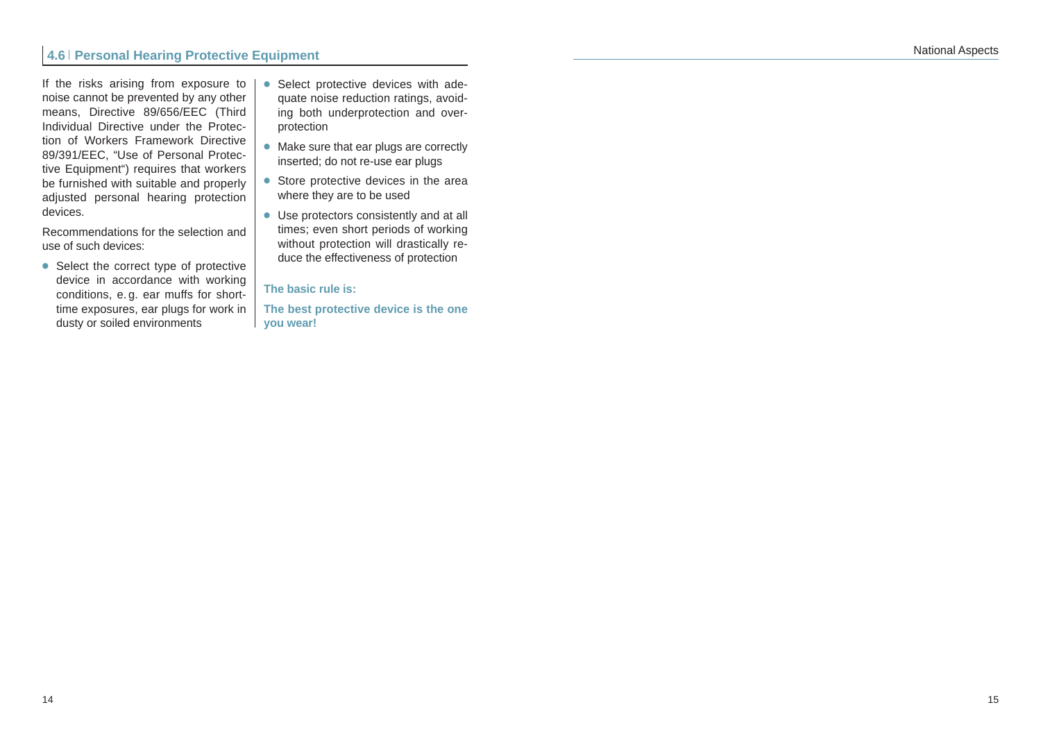## 4.6 Personal Hearing Protective Equipment

If the risks arising from exposure to noise cannot be prevented by any other means, Directive 89/656/EEC (Third Individual Directive under the Protection of Workers Framework Directive 89/391/EEC, "Use of Personal Protective Equipment") requires that workers be furnished with suitable and properly adjusted personal hearing protection devices.

Recommendations for the selection and use of such devices:

- Select the correct type of protective device in accordance with working conditions, e.g. ear muffs for short-time exposures, ear plugs for work in dusty or soiled environments
- Select protective devices with adequate noise reduction ratings, avoiding both underprotection and overprotection
- Make sure that ear plugs are correctly inserted; do not re-use ear plugs
- Store protective devices in the area where they are to be used
- Use protectors consistently and at all times; even short periods of working without protection will drastically reduce the effectiveness of protection

**The basic rule is:**

**The best protective device is the one you wear!**